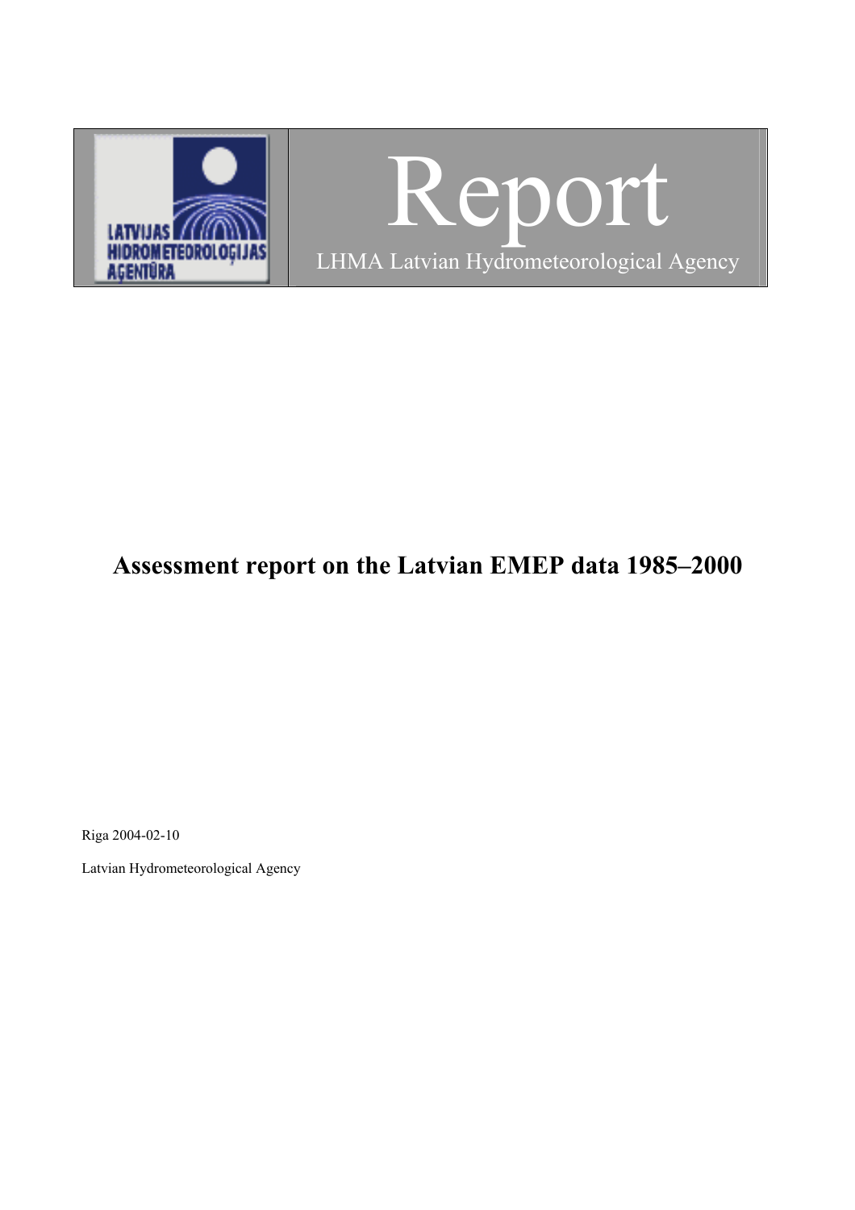LATVIJAS HIDROMETEOROLOĢIJAS AĢENTŪRA

# Report

LHMA Latvian Hydrometeorological Agency

# Assessment report on the Latvian EMEP data 1985–2000

Riga 2004-02-10

Latvian Hydrometeorological Agency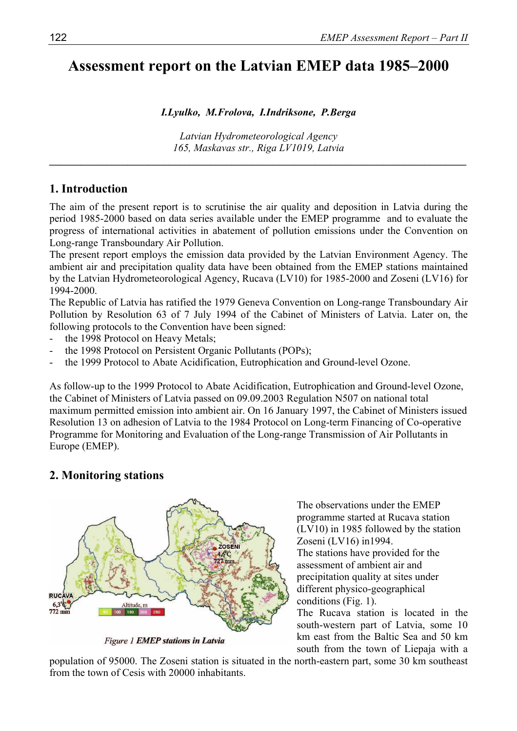# Assessment report on the Latvian EMEP data 1985–2000

***I.Lyulko, M.Frolova, I.Indriksone, P.Berga***

*Latvian Hydrometeorological Agency*
*165, Maskavas str., Riga LV1019, Latvia*

---

## 1. Introduction

The aim of the present report is to scrutinise the air quality and deposition in Latvia during the period 1985-2000 based on data series available under the EMEP programme and to evaluate the progress of international activities in abatement of pollution emissions under the Convention on Long-range Transboundary Air Pollution.

The present report employs the emission data provided by the Latvian Environment Agency. The ambient air and precipitation quality data have been obtained from the EMEP stations maintained by the Latvian Hydrometeorological Agency, Rucava (LV10) for 1985-2000 and Zoseni (LV16) for 1994-2000.

The Republic of Latvia has ratified the 1979 Geneva Convention on Long-range Transboundary Air Pollution by Resolution 63 of 7 July 1994 of the Cabinet of Ministers of Latvia. Later on, the following protocols to the Convention have been signed:

- the 1998 Protocol on Heavy Metals;
- the 1998 Protocol on Persistent Organic Pollutants (POPs);
- the 1999 Protocol to Abate Acidification, Eutrophication and Ground-level Ozone.

As follow-up to the 1999 Protocol to Abate Acidification, Eutrophication and Ground-level Ozone, the Cabinet of Ministers of Latvia passed on 09.09.2003 Regulation N507 on national total maximum permitted emission into ambient air. On 16 January 1997, the Cabinet of Ministers issued Resolution 13 on adhesion of Latvia to the 1984 Protocol on Long-term Financing of Co-operative Programme for Monitoring and Evaluation of the Long-range Transmission of Air Pollutants in Europe (EMEP).

## 2. Monitoring stations

*Figure 1 EMEP stations in Latvia*

The observations under the EMEP programme started at Rucava station (LV10) in 1985 followed by the station Zoseni (LV16) in1994.

The stations have provided for the assessment of ambient air and precipitation quality at sites under different physico-geographical conditions (Fig. 1).

The Rucava station is located in the south-western part of Latvia, some 10 km east from the Baltic Sea and 50 km south from the town of Liepaja with a population of 95000. The Zoseni station is situated in the north-eastern part, some 30 km southeast from the town of Cesis with 20000 inhabitants.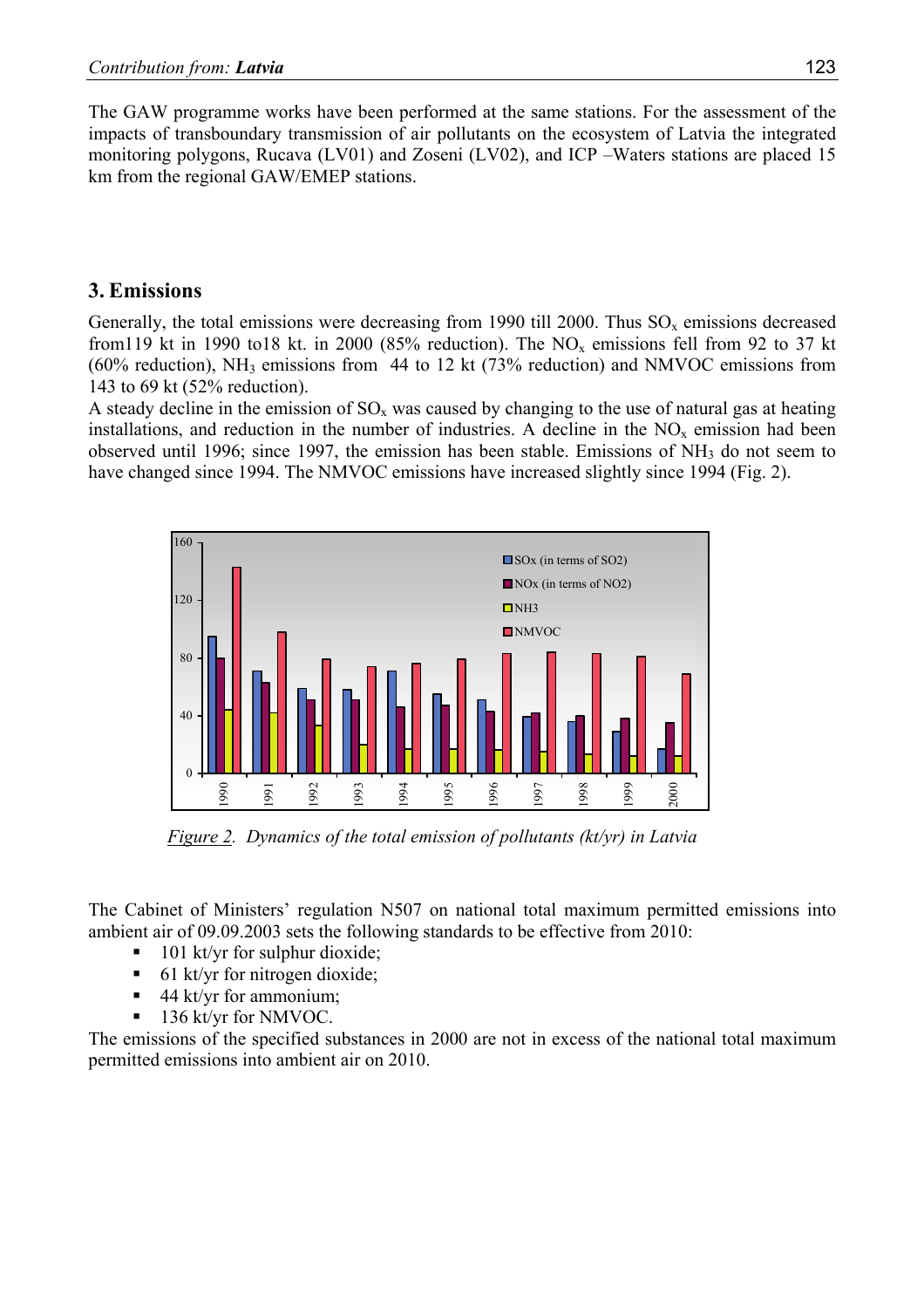The GAW programme works have been performed at the same stations. For the assessment of the impacts of transboundary transmission of air pollutants on the ecosystem of Latvia the integrated monitoring polygons, Rucava (LV01) and Zoseni (LV02), and ICP –Waters stations are placed 15 km from the regional GAW/EMEP stations.

## 3. Emissions

Generally, the total emissions were decreasing from 1990 till 2000. Thus $SO_x$ emissions decreased from119 kt in 1990 to18 kt. in 2000 (85% reduction). The $NO_x$ emissions fell from 92 to 37 kt (60% reduction), $NH_3$ emissions from 44 to 12 kt (73% reduction) and NMVOC emissions from 143 to 69 kt (52% reduction).

A steady decline in the emission of $SO_x$ was caused by changing to the use of natural gas at heating installations, and reduction in the number of industries. A decline in the $NO_x$ emission had been observed until 1996; since 1997, the emission has been stable. Emissions of $NH_3$ do not seem to have changed since 1994. The NMVOC emissions have increased slightly since 1994 (Fig. 2).

*Figure 2. Dynamics of the total emission of pollutants (kt/yr) in Latvia*

The Cabinet of Ministers' regulation N507 on national total maximum permitted emissions into ambient air of 09.09.2003 sets the following standards to be effective from 2010:

- 101 kt/yr for sulphur dioxide;
- 61 kt/yr for nitrogen dioxide;
- 44 kt/yr for ammonium;
- 136 kt/yr for NMVOC.

The emissions of the specified substances in 2000 are not in excess of the national total maximum permitted emissions into ambient air on 2010.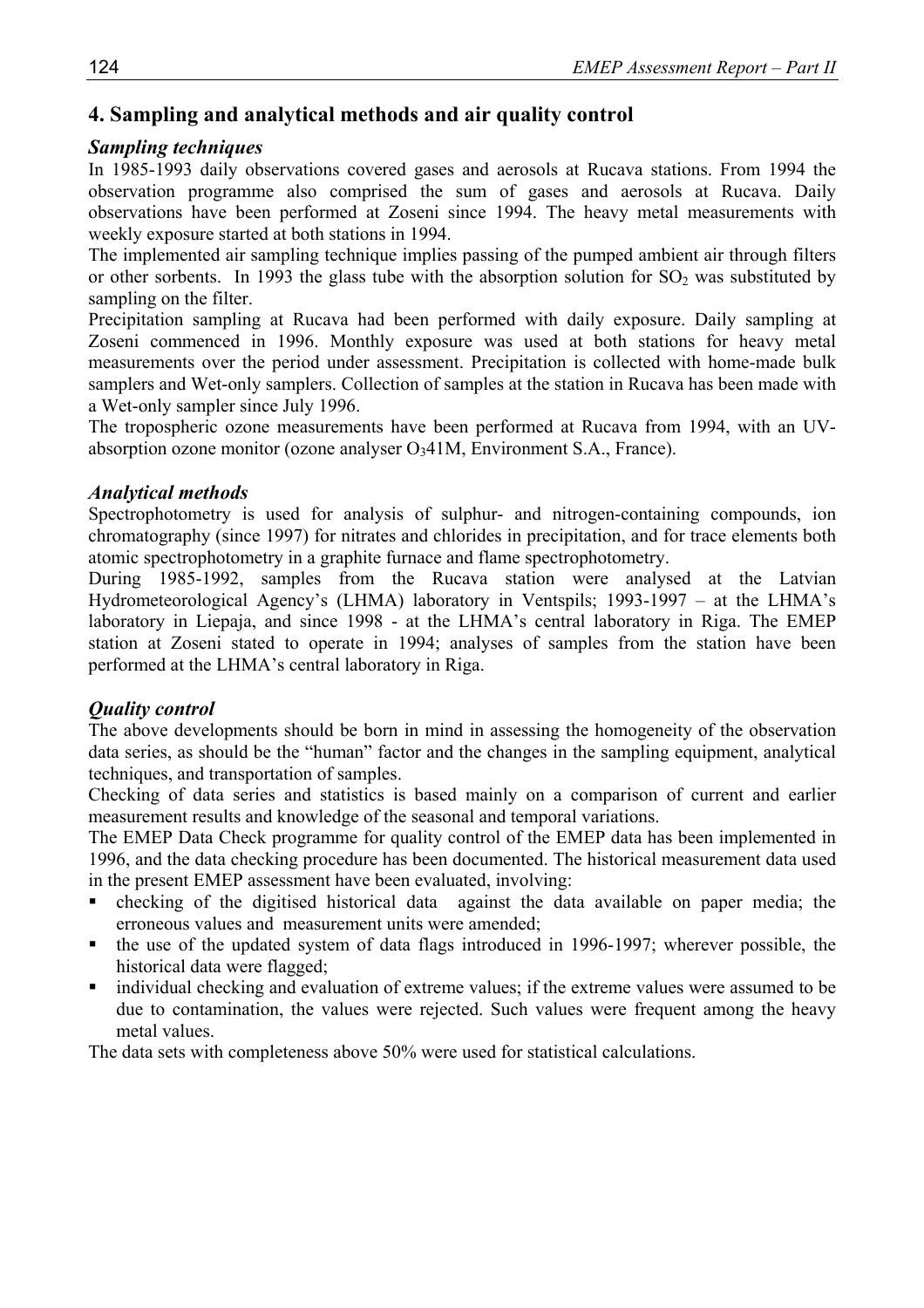## 4. Sampling and analytical methods and air quality control

### *Sampling techniques*

In 1985-1993 daily observations covered gases and aerosols at Rucava stations. From 1994 the observation programme also comprised the sum of gases and aerosols at Rucava. Daily observations have been performed at Zoseni since 1994. The heavy metal measurements with weekly exposure started at both stations in 1994.

The implemented air sampling technique implies passing of the pumped ambient air through filters or other sorbents. In 1993 the glass tube with the absorption solution for $SO_2$ was substituted by sampling on the filter.

Precipitation sampling at Rucava had been performed with daily exposure. Daily sampling at Zoseni commenced in 1996. Monthly exposure was used at both stations for heavy metal measurements over the period under assessment. Precipitation is collected with home-made bulk samplers and Wet-only samplers. Collection of samples at the station in Rucava has been made with a Wet-only sampler since July 1996.

The tropospheric ozone measurements have been performed at Rucava from 1994, with an UV-absorption ozone monitor (ozone analyser $O_3$41M, Environment S.A., France).

### *Analytical methods*

Spectrophotometry is used for analysis of sulphur- and nitrogen-containing compounds, ion chromatography (since 1997) for nitrates and chlorides in precipitation, and for trace elements both atomic spectrophotometry in a graphite furnace and flame spectrophotometry.

During 1985-1992, samples from the Rucava station were analysed at the Latvian Hydrometeorological Agency's (LHMA) laboratory in Ventspils; 1993-1997 – at the LHMA's laboratory in Liepaja, and since 1998 - at the LHMA's central laboratory in Riga. The EMEP station at Zoseni stated to operate in 1994; analyses of samples from the station have been performed at the LHMA's central laboratory in Riga.

### *Quality control*

The above developments should be born in mind in assessing the homogeneity of the observation data series, as should be the "human" factor and the changes in the sampling equipment, analytical techniques, and transportation of samples.

Checking of data series and statistics is based mainly on a comparison of current and earlier measurement results and knowledge of the seasonal and temporal variations.

The EMEP Data Check programme for quality control of the EMEP data has been implemented in 1996, and the data checking procedure has been documented. The historical measurement data used in the present EMEP assessment have been evaluated, involving:

- checking of the digitised historical data against the data available on paper media; the erroneous values and measurement units were amended;
- the use of the updated system of data flags introduced in 1996-1997; wherever possible, the historical data were flagged;
- individual checking and evaluation of extreme values; if the extreme values were assumed to be due to contamination, the values were rejected. Such values were frequent among the heavy metal values.

The data sets with completeness above 50% were used for statistical calculations.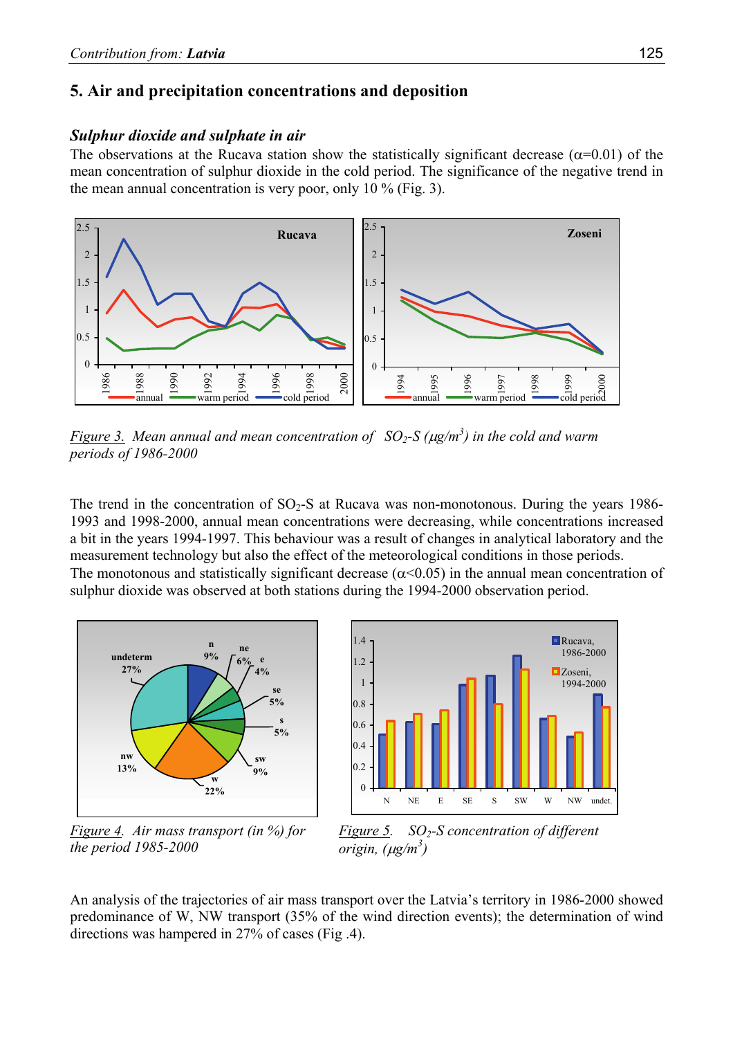## 5. Air and precipitation concentrations and deposition

### *Sulphur dioxide and sulphate in air*

The observations at the Rucava station show the statistically significant decrease ($\alpha$=0.01) of the mean concentration of sulphur dioxide in the cold period. The significance of the negative trend in the mean annual concentration is very poor, only 10 % (Fig. 3).

*Figure 3. Mean annual and mean concentration of $SO_2$-S ($\mu g/m^3$) in the cold and warm periods of 1986-2000*

The trend in the concentration of $SO_2$-S at Rucava was non-monotonous. During the years 1986-1993 and 1998-2000, annual mean concentrations were decreasing, while concentrations increased a bit in the years 1994-1997. This behaviour was a result of changes in analytical laboratory and the measurement technology but also the effect of the meteorological conditions in those periods.
The monotonous and statistically significant decrease ($\alpha$<0.05) in the annual mean concentration of sulphur dioxide was observed at both stations during the 1994-2000 observation period.

*Figure 4. Air mass transport (in %) for the period 1985-2000*

*Figure 5. $SO_2$-S concentration of different origin, ($\mu g/m^3$)*

An analysis of the trajectories of air mass transport over the Latvia's territory in 1986-2000 showed predominance of W, NW transport (35% of the wind direction events); the determination of wind directions was hampered in 27% of cases (Fig .4).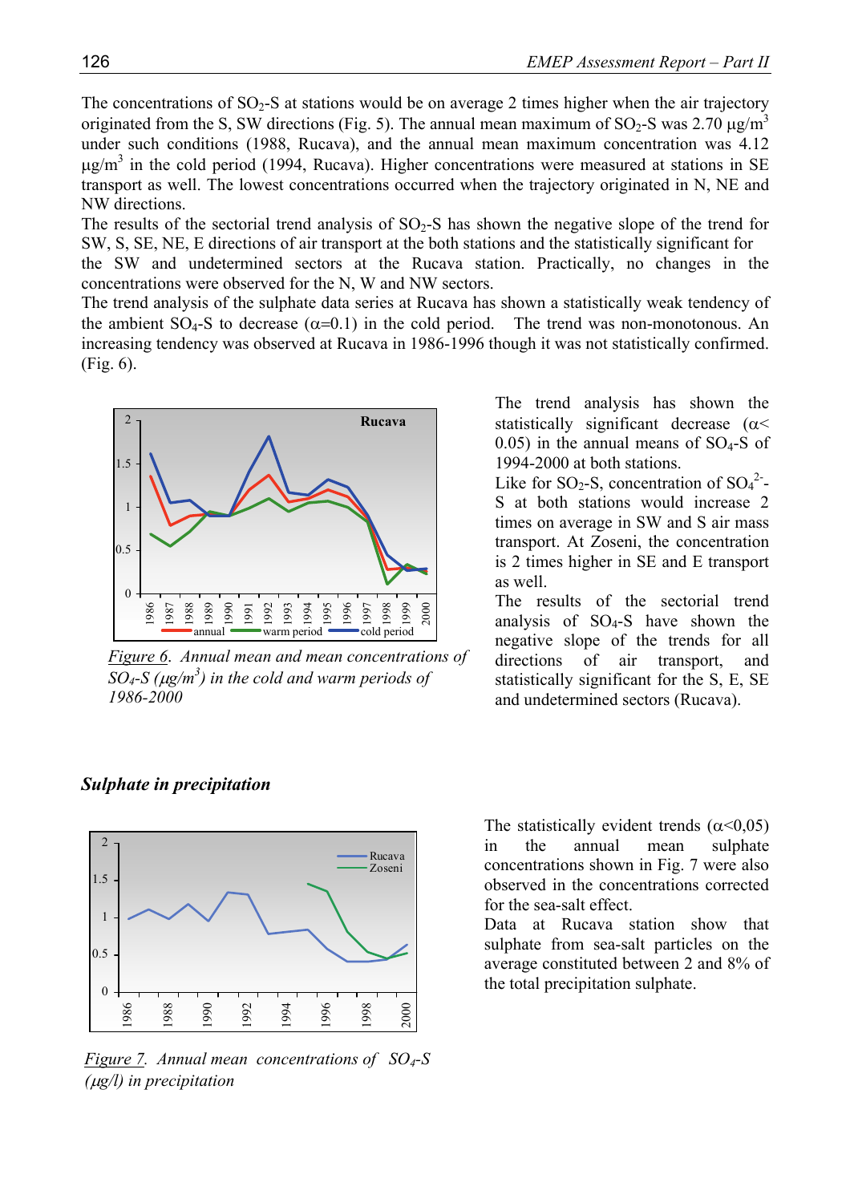The concentrations of $SO_2$-S at stations would be on average 2 times higher when the air trajectory originated from the S, SW directions (Fig. 5). The annual mean maximum of $SO_2$-S was 2.70 μg/m$^3$ under such conditions (1988, Rucava), and the annual mean maximum concentration was 4.12 μg/m$^3$ in the cold period (1994, Rucava). Higher concentrations were measured at stations in SE transport as well. The lowest concentrations occurred when the trajectory originated in N, NE and NW directions.

The results of the sectorial trend analysis of $SO_2$-S has shown the negative slope of the trend for SW, S, SE, NE, E directions of air transport at the both stations and the statistically significant for the SW and undetermined sectors at the Rucava station. Practically, no changes in the concentrations were observed for the N, W and NW sectors.

The trend analysis of the sulphate data series at Rucava has shown a statistically weak tendency of the ambient $SO_4$-S to decrease ($\alpha$=0.1) in the cold period. The trend was non-monotonous. An increasing tendency was observed at Rucava in 1986-1996 though it was not statistically confirmed. (Fig. 6).

*Figure 6. Annual mean and mean concentrations of $SO_4$-S (μg/m$^3$) in the cold and warm periods of 1986-2000*

The trend analysis has shown the statistically significant decrease ($\alpha$< 0.05) in the annual means of $SO_4$-S of 1994-2000 at both stations.

Like for $SO_2$-S, concentration of $SO_4^{2-}$-S at both stations would increase 2 times on average in SW and S air mass transport. At Zoseni, the concentration is 2 times higher in SE and E transport as well.

The results of the sectorial trend analysis of $SO_4$-S have shown the negative slope of the trends for all directions of air transport, and statistically significant for the S, E, SE and undetermined sectors (Rucava).

### *Sulphate in precipitation*

*Figure 7. Annual mean concentrations of $SO_4$-S (μg/l) in precipitation*

The statistically evident trends ($\alpha$<0,05) in the annual mean sulphate concentrations shown in Fig. 7 were also observed in the concentrations corrected for the sea-salt effect.

Data at Rucava station show that sulphate from sea-salt particles on the average constituted between 2 and 8% of the total precipitation sulphate.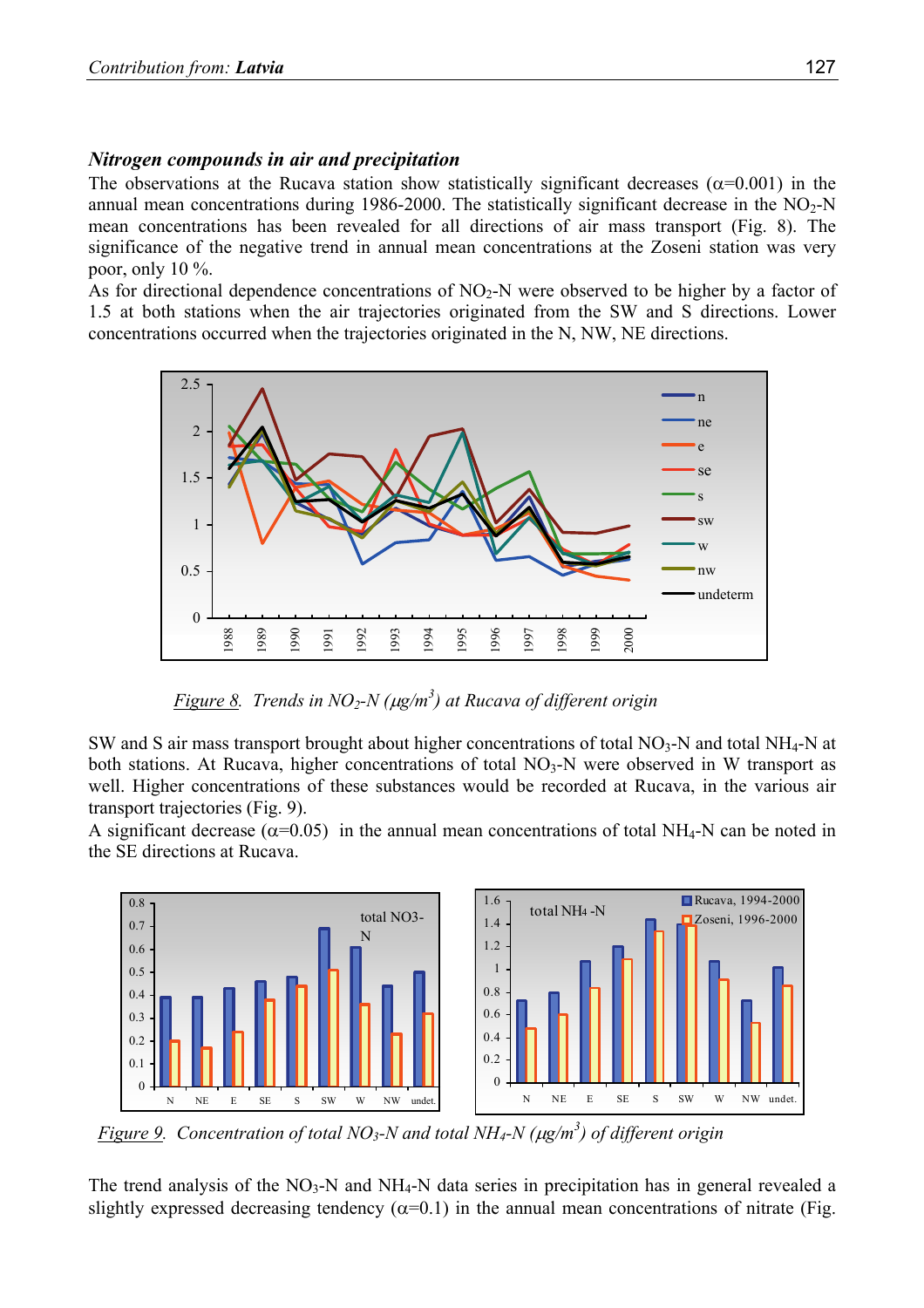### *Nitrogen compounds in air and precipitation*

The observations at the Rucava station show statistically significant decreases ($\alpha$=0.001) in the annual mean concentrations during 1986-2000. The statistically significant decrease in the $NO_2$-N mean concentrations has been revealed for all directions of air mass transport (Fig. 8). The significance of the negative trend in annual mean concentrations at the Zoseni station was very poor, only 10 %.

As for directional dependence concentrations of $NO_2$-N were observed to be higher by a factor of 1.5 at both stations when the air trajectories originated from the SW and S directions. Lower concentrations occurred when the trajectories originated in the N, NW, NE directions.

*Figure 8. Trends in $NO_2$-N ($\mu g/m^3$) at Rucava of different origin*

SW and S air mass transport brought about higher concentrations of total $NO_3$-N and total $NH_4$-N at both stations. At Rucava, higher concentrations of total $NO_3$-N were observed in W transport as well. Higher concentrations of these substances would be recorded at Rucava, in the various air transport trajectories (Fig. 9).

A significant decrease ($\alpha$=0.05) in the annual mean concentrations of total $NH_4$-N can be noted in the SE directions at Rucava.

*Figure 9. Concentration of total $NO_3$-N and total $NH_4$-N ($\mu g/m^3$) of different origin*

The trend analysis of the $NO_3$-N and $NH_4$-N data series in precipitation has in general revealed a slightly expressed decreasing tendency ($\alpha$=0.1) in the annual mean concentrations of nitrate (Fig.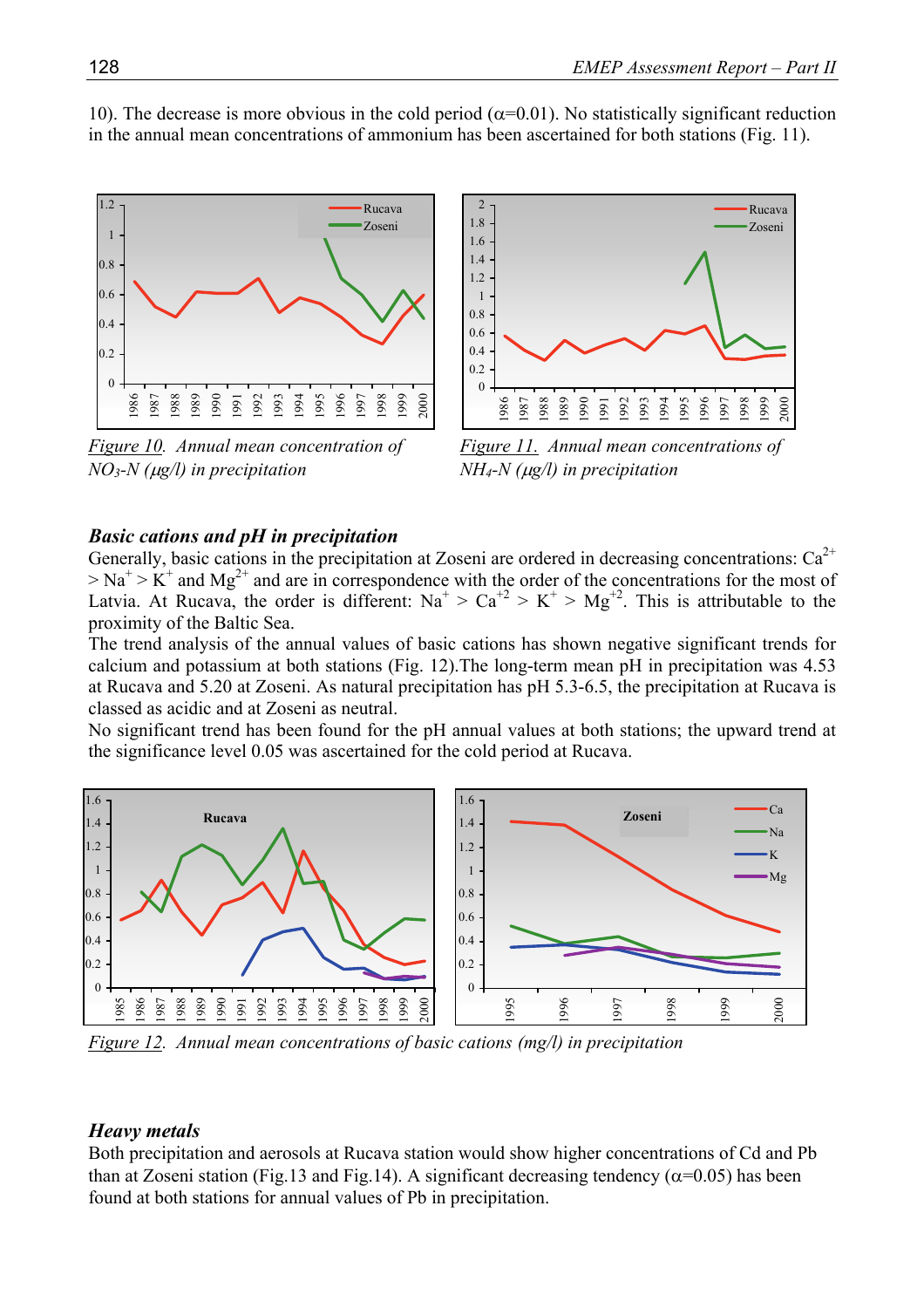10). The decrease is more obvious in the cold period (α=0.01). No statistically significant reduction in the annual mean concentrations of ammonium has been ascertained for both stations (Fig. 11).

*Figure 10. Annual mean concentration of $NO_3$-N (μg/l) in precipitation*

*Figure 11. Annual mean concentrations of $NH_4$-N (μg/l) in precipitation*

### *Basic cations and pH in precipitation*

Generally, basic cations in the precipitation at Zoseni are ordered in decreasing concentrations: $Ca^{2+}$ > $Na^+$ > $K^+$ and $Mg^{2+}$ and are in correspondence with the order of the concentrations for the most of Latvia. At Rucava, the order is different: $Na^+$ > $Ca^{+2}$ > $K^+$ > $Mg^{+2}$. This is attributable to the proximity of the Baltic Sea.

The trend analysis of the annual values of basic cations has shown negative significant trends for calcium and potassium at both stations (Fig. 12).The long-term mean pH in precipitation was 4.53 at Rucava and 5.20 at Zoseni. As natural precipitation has pH 5.3-6.5, the precipitation at Rucava is classed as acidic and at Zoseni as neutral.

No significant trend has been found for the pH annual values at both stations; the upward trend at the significance level 0.05 was ascertained for the cold period at Rucava.

*Figure 12. Annual mean concentrations of basic cations (mg/l) in precipitation*

### *Heavy metals*

Both precipitation and aerosols at Rucava station would show higher concentrations of Cd and Pb than at Zoseni station (Fig.13 and Fig.14). A significant decreasing tendency (α=0.05) has been found at both stations for annual values of Pb in precipitation.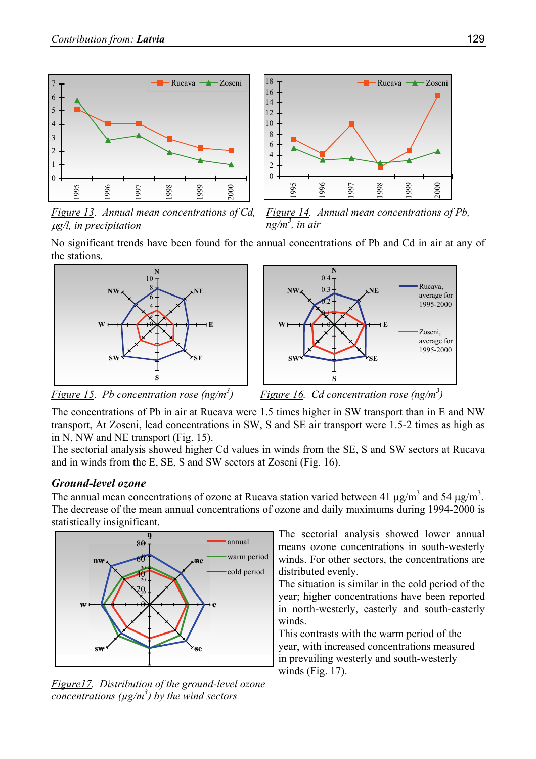*Figure 13. Annual mean concentrations of Cd, µg/l, in precipitation*

*Figure 14. Annual mean concentrations of Pb, ng/m$^3$, in air*

No significant trends have been found for the annual concentrations of Pb and Cd in air at any of the stations.

*Figure 15. Pb concentration rose (ng/m$^3$)*

*Figure 16. Cd concentration rose (ng/m$^3$)*

The concentrations of Pb in air at Rucava were 1.5 times higher in SW transport than in E and NW transport, At Zoseni, lead concentrations in SW, S and SE air transport were 1.5-2 times as high as in N, NW and NE transport (Fig. 15).

The sectorial analysis showed higher Cd values in winds from the SE, S and SW sectors at Rucava and in winds from the E, SE, S and SW sectors at Zoseni (Fig. 16).

### Ground-level ozone

The annual mean concentrations of ozone at Rucava station varied between 41 µg/m$^3$ and 54 µg/m$^3$. The decrease of the mean annual concentrations of ozone and daily maximums during 1994-2000 is statistically insignificant.

The sectorial analysis showed lower annual means ozone concentrations in south-westerly winds. For other sectors, the concentrations are distributed evenly.

The situation is similar in the cold period of the year; higher concentrations have been reported in north-westerly, easterly and south-easterly winds.

This contrasts with the warm period of the year, with increased concentrations measured in prevailing westerly and south-westerly winds (Fig. 17).

*Figure17. Distribution of the ground-level ozone concentrations (µg/m$^3$) by the wind sectors*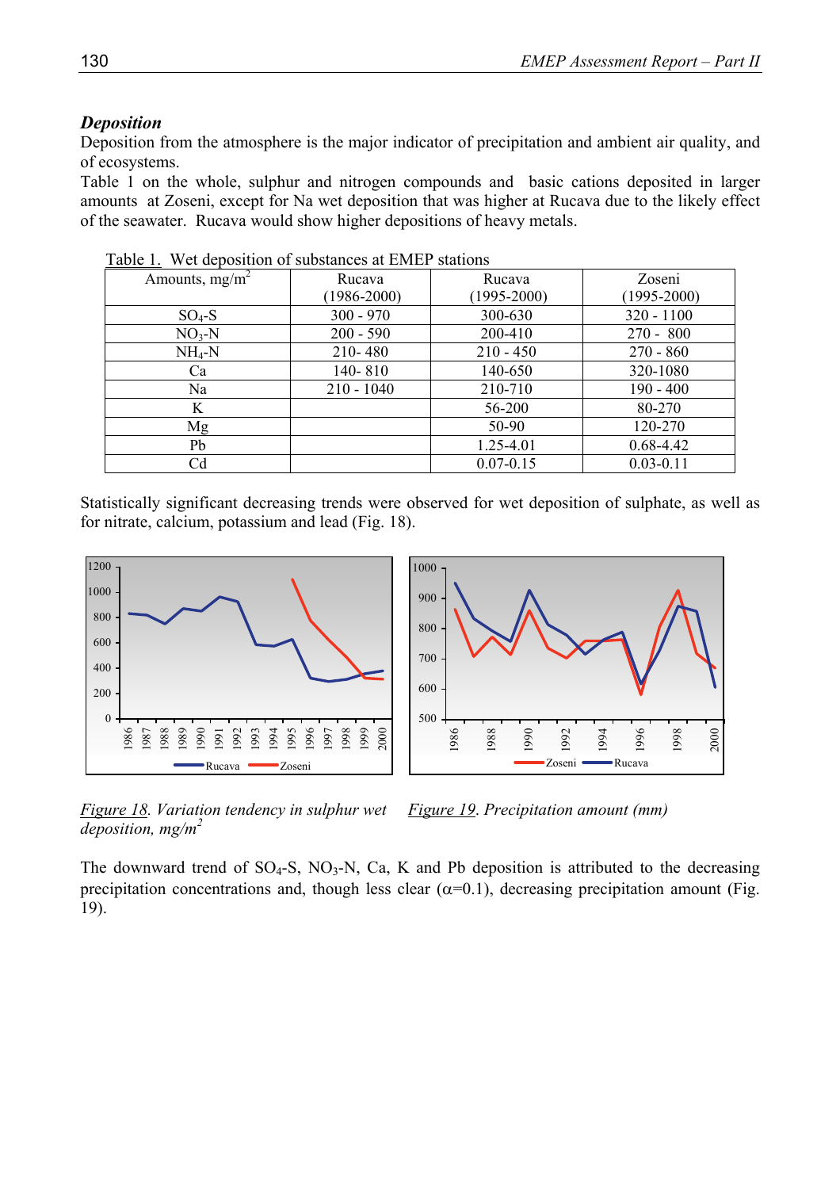### *Deposition*

Deposition from the atmosphere is the major indicator of precipitation and ambient air quality, and of ecosystems.

Table 1 on the whole, sulphur and nitrogen compounds and basic cations deposited in larger amounts at Zoseni, except for Na wet deposition that was higher at Rucava due to the likely effect of the seawater. Rucava would show higher depositions of heavy metals.

Table 1. Wet deposition of substances at EMEP stations

| Amounts, mg/m$^2$ | Rucava (1986-2000) | Rucava (1995-2000) | Zoseni (1995-2000) |
|---|---|---|---|
| $SO_4$-S | 300 - 970 | 300-630 | 320 - 1100 |
| $NO_3$-N | 200 - 590 | 200-410 | 270 - 800 |
| $NH_4$-N | 210- 480 | 210 - 450 | 270 - 860 |
| Ca | 140- 810 | 140-650 | 320-1080 |
| Na | 210 - 1040 | 210-710 | 190 - 400 |
| K | | 56-200 | 80-270 |
| Mg | | 50-90 | 120-270 |
| Pb | | 1.25-4.01 | 0.68-4.42 |
| Cd | | 0.07-0.15 | 0.03-0.11 |

Statistically significant decreasing trends were observed for wet deposition of sulphate, as well as for nitrate, calcium, potassium and lead (Fig. 18).

*Figure 18. Variation tendency in sulphur wet deposition, mg/m$^2$*

*Figure 19. Precipitation amount (mm)*

The downward trend of $SO_4$-S, $NO_3$-N, Ca, K and Pb deposition is attributed to the decreasing precipitation concentrations and, though less clear ($\alpha$=0.1), decreasing precipitation amount (Fig. 19).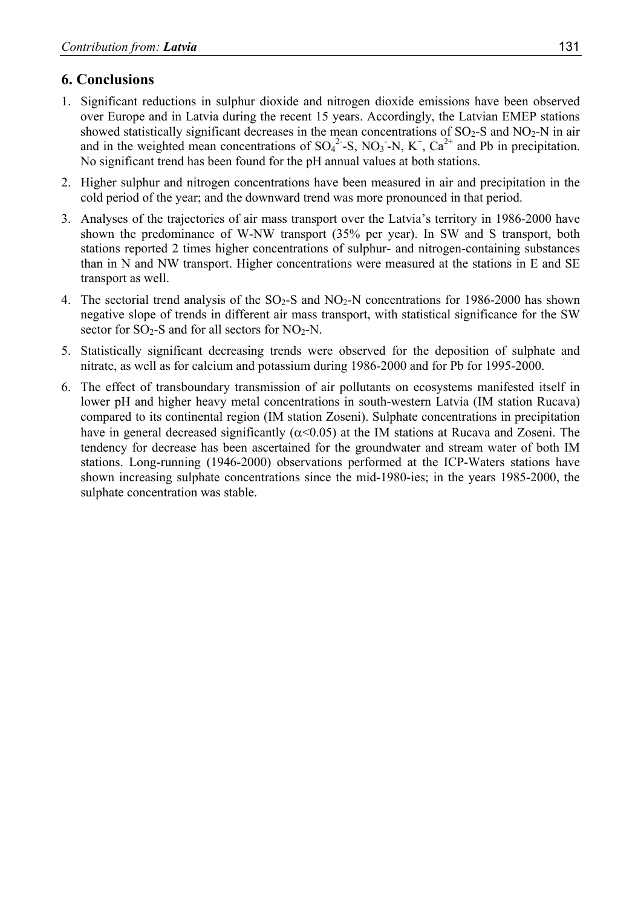## 6. Conclusions

1. Significant reductions in sulphur dioxide and nitrogen dioxide emissions have been observed over Europe and in Latvia during the recent 15 years. Accordingly, the Latvian EMEP stations showed statistically significant decreases in the mean concentrations of $SO_2$-S and $NO_2$-N in air and in the weighted mean concentrations of $SO_4^{2-}$-S, $NO_3^-$-N, $K^+$, $Ca^{2+}$ and Pb in precipitation. No significant trend has been found for the pH annual values at both stations.
2. Higher sulphur and nitrogen concentrations have been measured in air and precipitation in the cold period of the year; and the downward trend was more pronounced in that period.
3. Analyses of the trajectories of air mass transport over the Latvia's territory in 1986-2000 have shown the predominance of W-NW transport (35% per year). In SW and S transport, both stations reported 2 times higher concentrations of sulphur- and nitrogen-containing substances than in N and NW transport. Higher concentrations were measured at the stations in E and SE transport as well.
4. The sectorial trend analysis of the $SO_2$-S and $NO_2$-N concentrations for 1986-2000 has shown negative slope of trends in different air mass transport, with statistical significance for the SW sector for $SO_2$-S and for all sectors for $NO_2$-N.
5. Statistically significant decreasing trends were observed for the deposition of sulphate and nitrate, as well as for calcium and potassium during 1986-2000 and for Pb for 1995-2000.
6. The effect of transboundary transmission of air pollutants on ecosystems manifested itself in lower pH and higher heavy metal concentrations in south-western Latvia (IM station Rucava) compared to its continental region (IM station Zoseni). Sulphate concentrations in precipitation have in general decreased significantly ($\alpha<0.05$) at the IM stations at Rucava and Zoseni. The tendency for decrease has been ascertained for the groundwater and stream water of both IM stations. Long-running (1946-2000) observations performed at the ICP-Waters stations have shown increasing sulphate concentrations since the mid-1980-ies; in the years 1985-2000, the sulphate concentration was stable.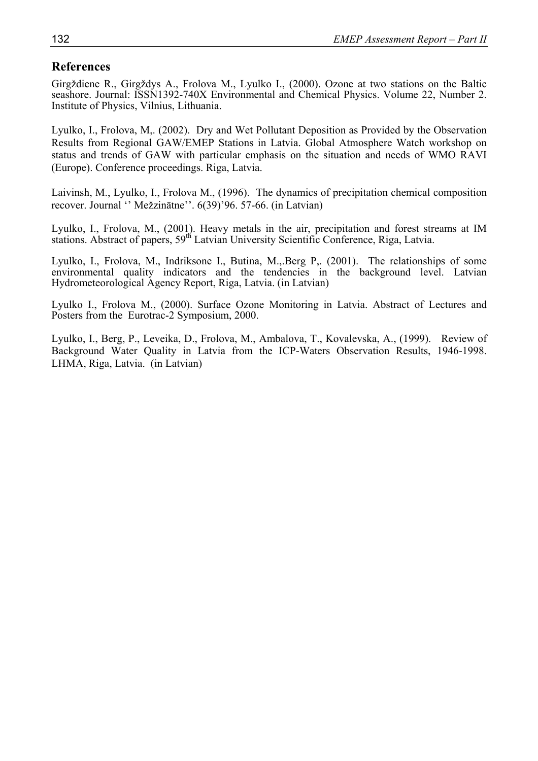## References

Girgždiene R., Girgždys A., Frolova M., Lyulko I., (2000). Ozone at two stations on the Baltic seashore. Journal: ISSN1392-740X Environmental and Chemical Physics. Volume 22, Number 2. Institute of Physics, Vilnius, Lithuania.

Lyulko, I., Frolova, M,. (2002). Dry and Wet Pollutant Deposition as Provided by the Observation Results from Regional GAW/EMEP Stations in Latvia. Global Atmosphere Watch workshop on status and trends of GAW with particular emphasis on the situation and needs of WMO RAVI (Europe). Conference proceedings. Riga, Latvia.

Laivinsh, M., Lyulko, I., Frolova M., (1996). The dynamics of precipitation chemical composition recover. Journal '' Mežzinātne''. 6(39)'96. 57-66. (in Latvian)

Lyulko, I., Frolova, M., (2001). Heavy metals in the air, precipitation and forest streams at IM stations. Abstract of papers, 59th Latvian University Scientific Conference, Riga, Latvia.

Lyulko, I., Frolova, M., Indriksone I., Butina, M.,.Berg P,. (2001). The relationships of some environmental quality indicators and the tendencies in the background level. Latvian Hydrometeorological Agency Report, Riga, Latvia. (in Latvian)

Lyulko I., Frolova M., (2000). Surface Ozone Monitoring in Latvia. Abstract of Lectures and Posters from the Eurotrac-2 Symposium, 2000.

Lyulko, I., Berg, P., Leveika, D., Frolova, M., Ambalova, T., Kovalevska, A., (1999). Review of Background Water Quality in Latvia from the ICP-Waters Observation Results, 1946-1998. LHMA, Riga, Latvia. (in Latvian)